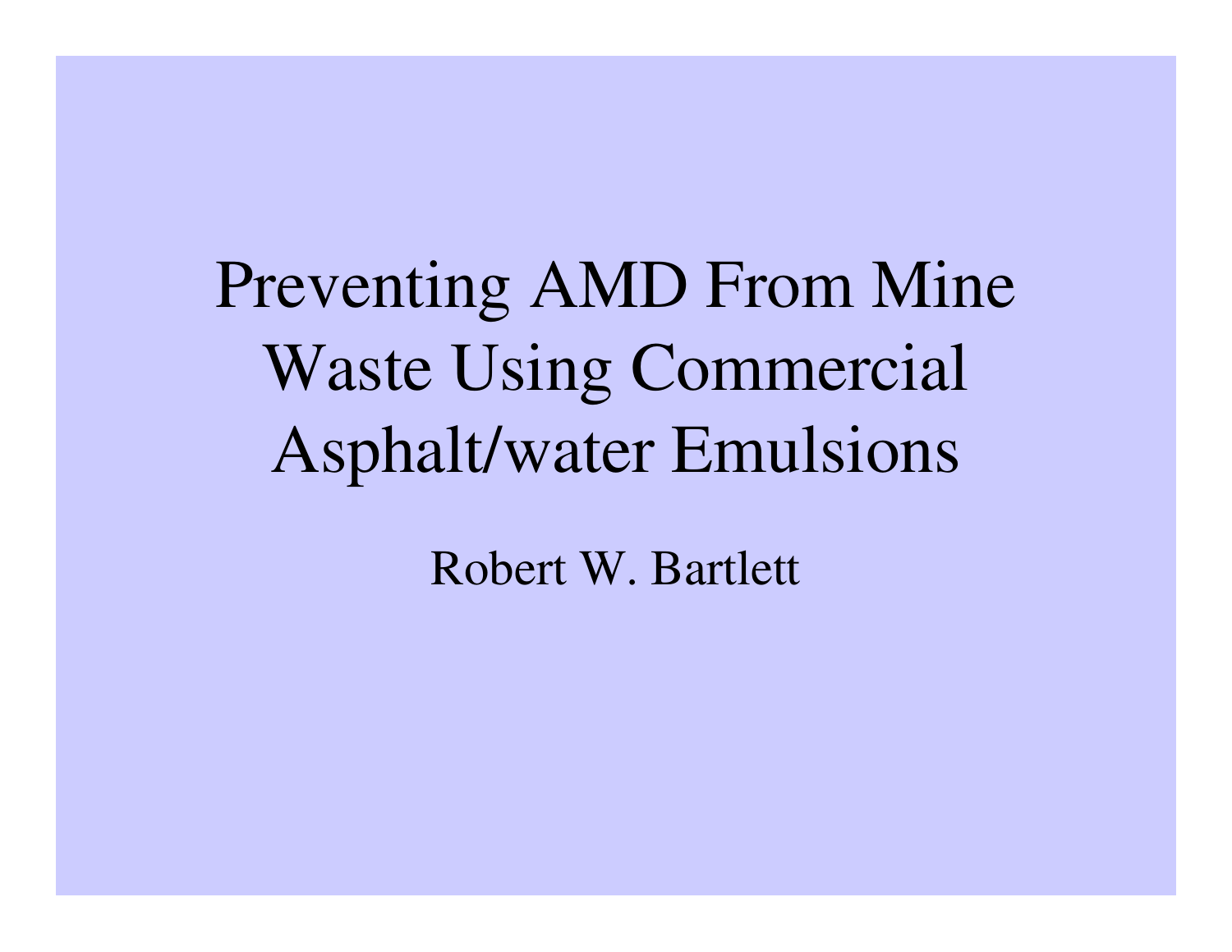# Preventing AMD From Mine Waste Using Commercial Asphalt/water Emulsions

Robert W. Bartlett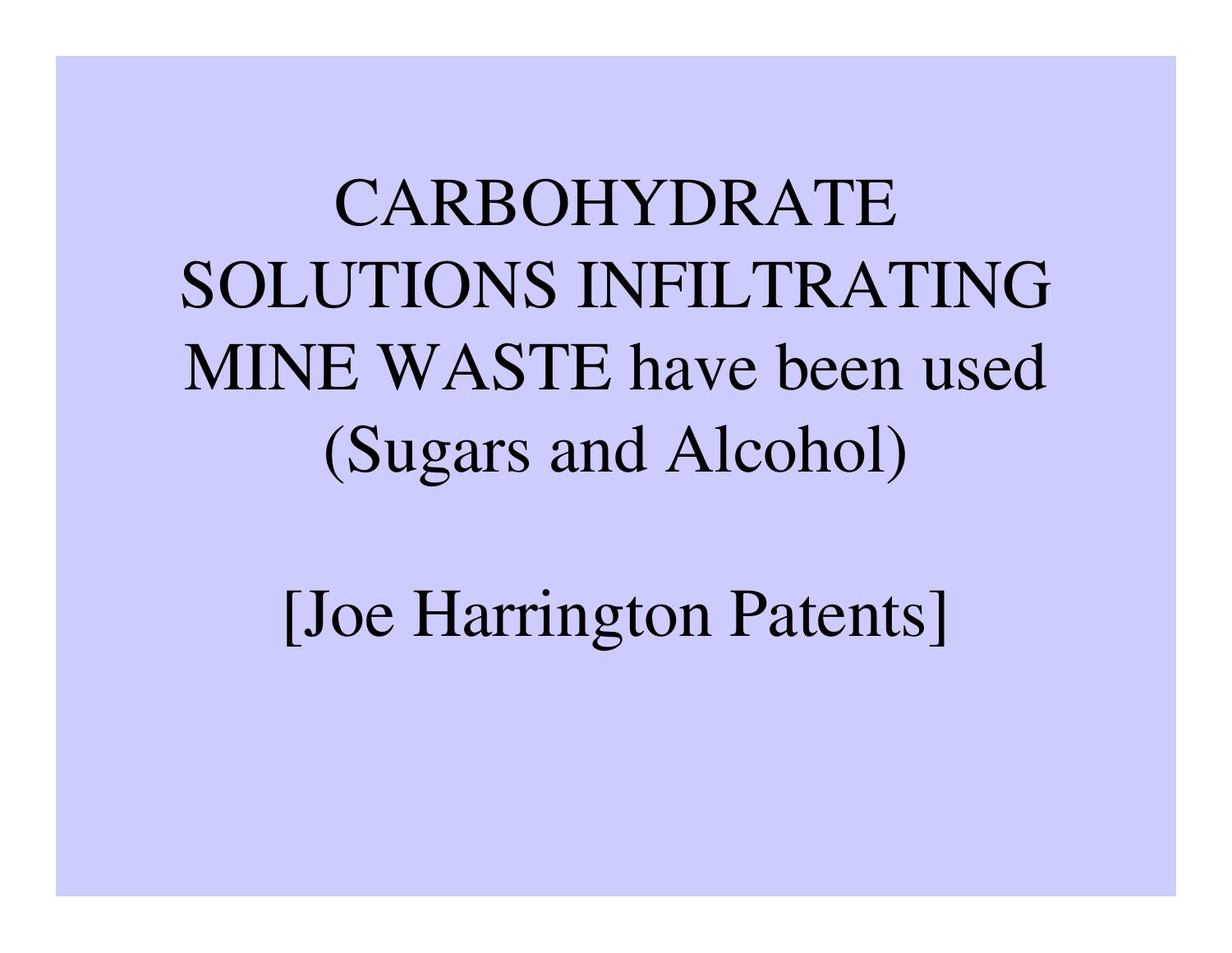CARBOHYDRATE SOLUTIONS INFILTRATING MINE WASTE have been used (Sugars and Alcohol)

[Joe Harrington Patents]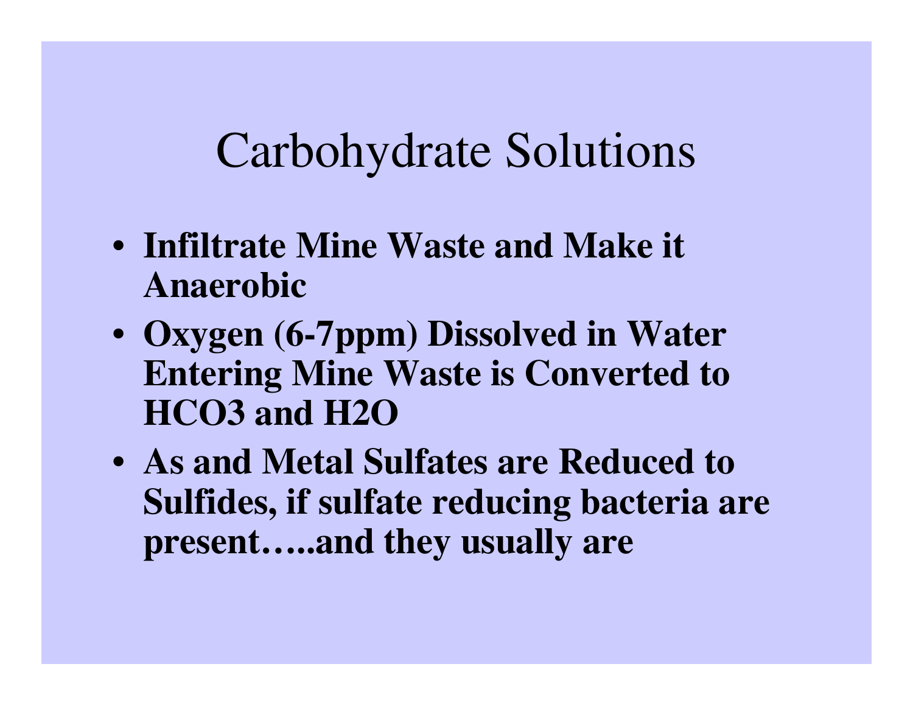# Carbohydrate Solutions

- **Infiltrate Mine Waste and Make it Anaerobic**
- **Oxygen (6-7ppm) Dissolved in Water Entering Mine Waste is Converted to $HCO_3$ and $H_2O$**
- **As and Metal Sulfates are Reduced to Sulfides, if sulfate reducing bacteria are present…..and they usually are**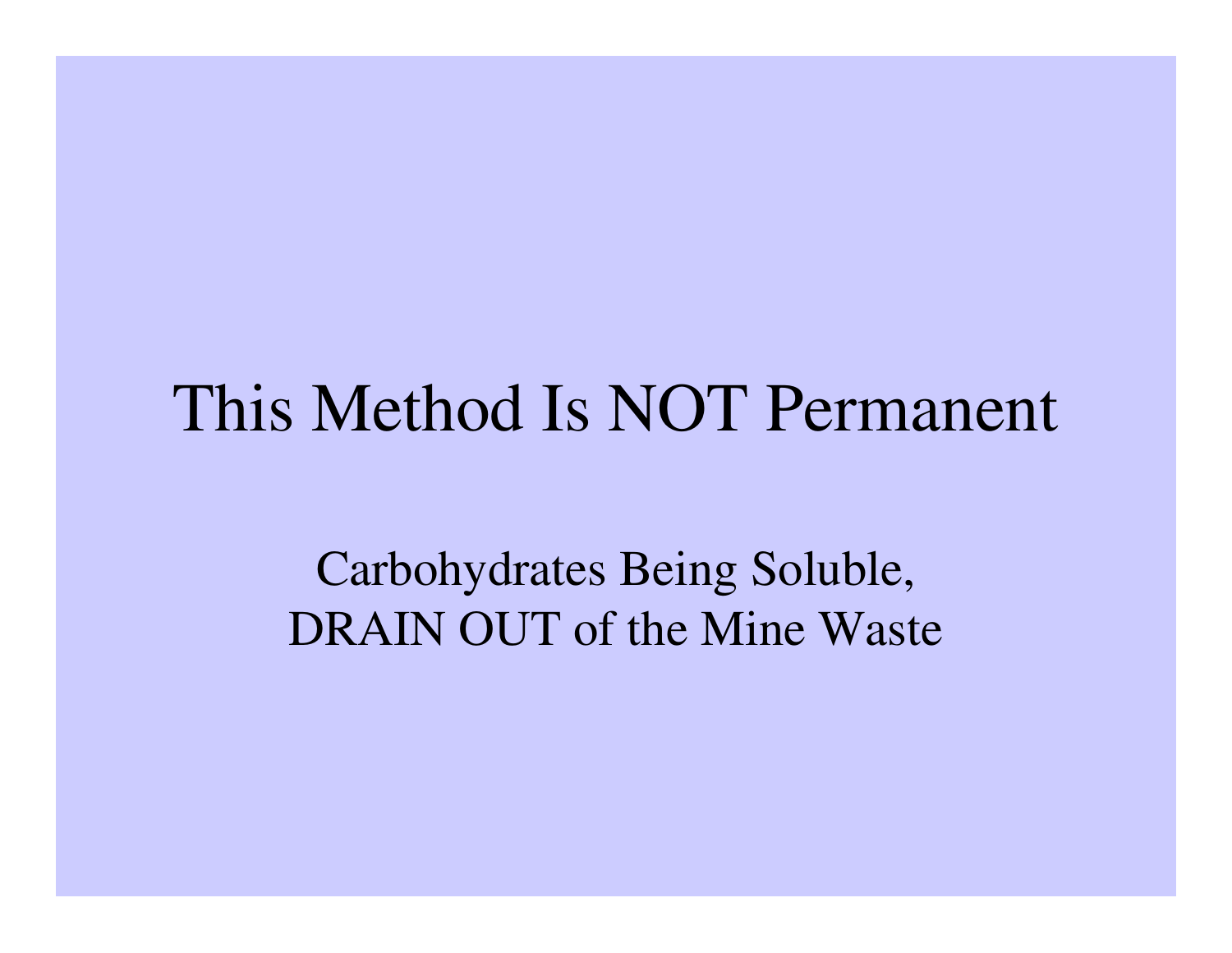# This Method Is NOT Permanent

Carbohydrates Being Soluble,
DRAIN OUT of the Mine Waste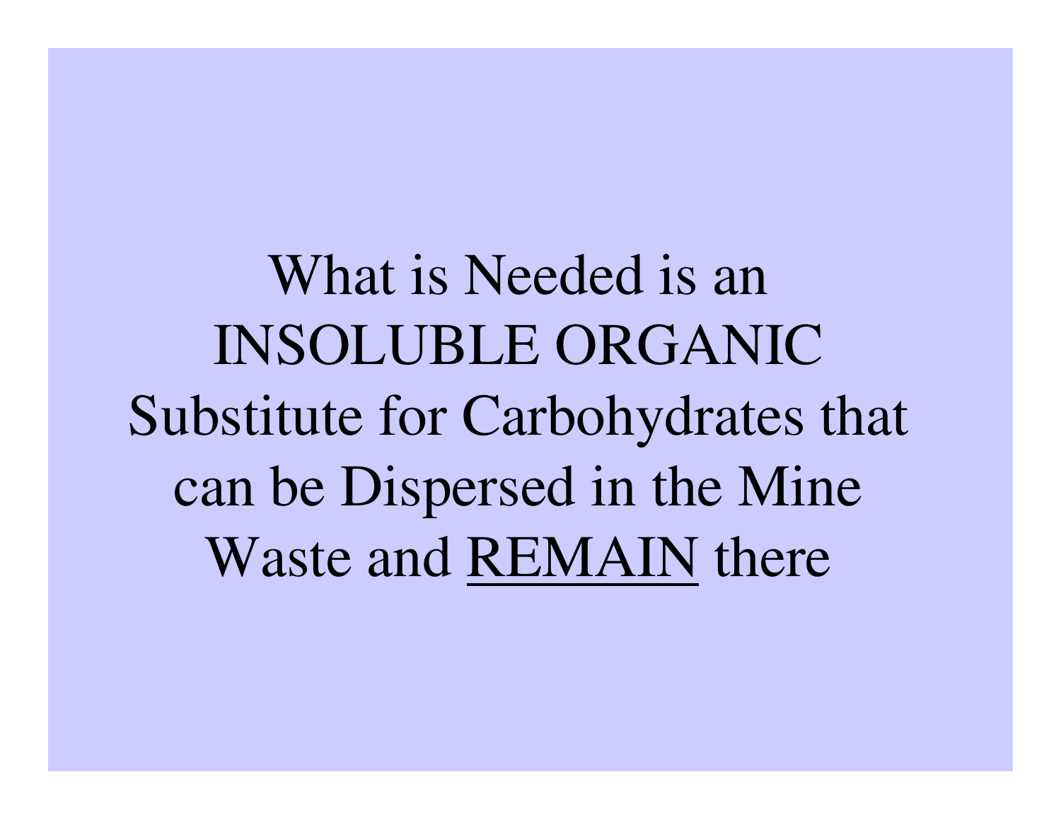What is Needed is an INSOLUBLE ORGANIC Substitute for Carbohydrates that can be Dispersed in the Mine Waste and <u>REMAIN</u> there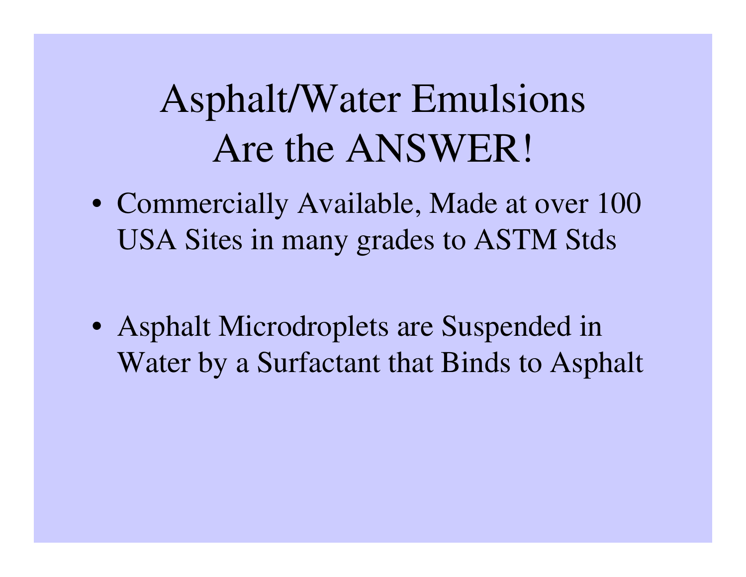# Asphalt/Water Emulsions Are the ANSWER!

- Commercially Available, Made at over 100 USA Sites in many grades to ASTM Stds

- Asphalt Microdroplets are Suspended in Water by a Surfactant that Binds to Asphalt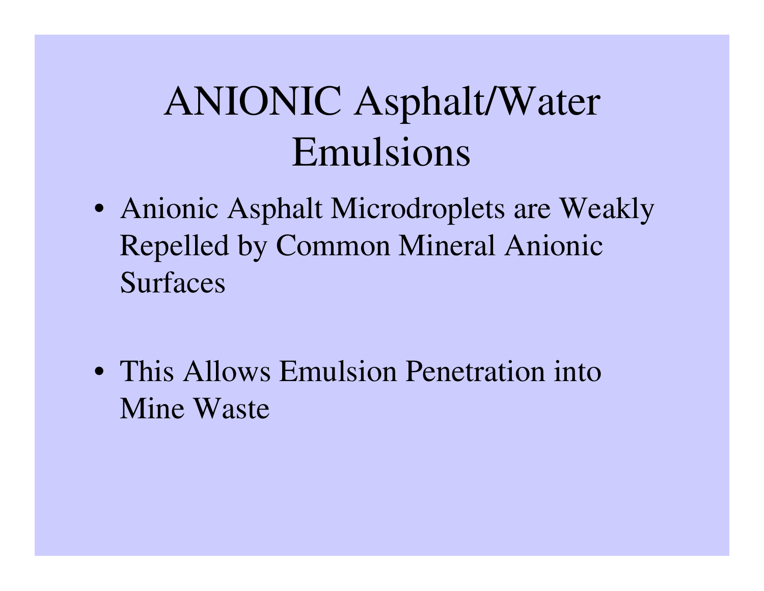# ANIONIC Asphalt/Water Emulsions

- Anionic Asphalt Microdroplets are Weakly Repelled by Common Mineral Anionic Surfaces
- This Allows Emulsion Penetration into Mine Waste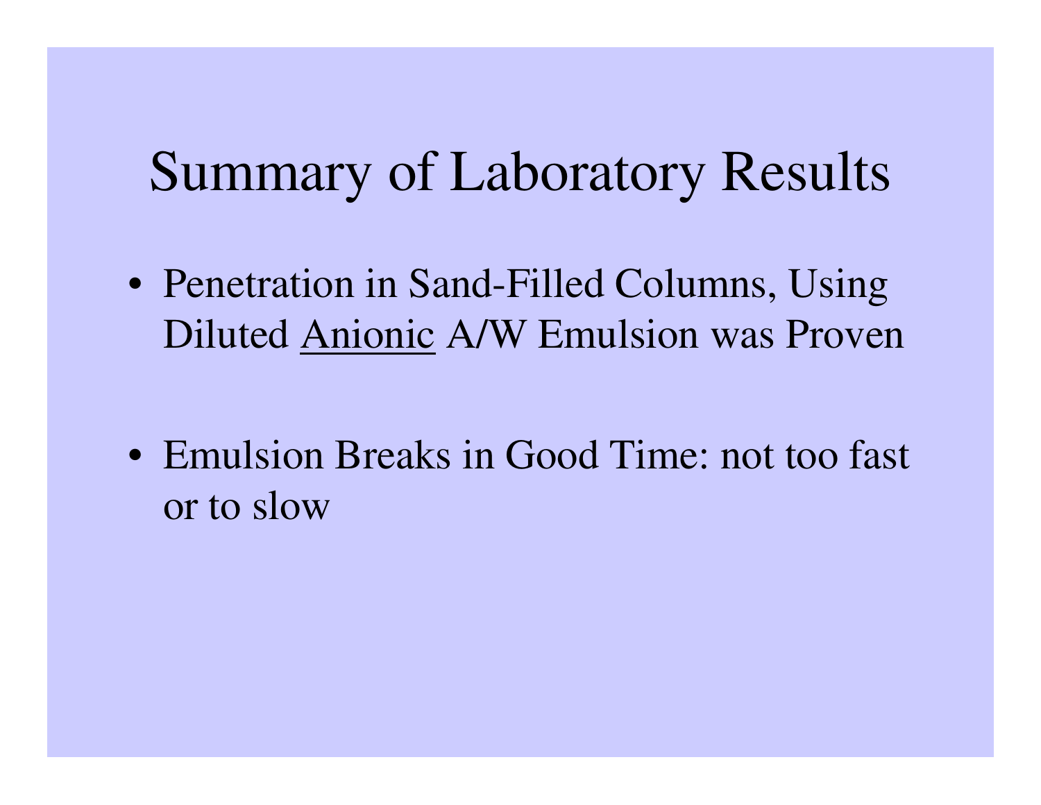# Summary of Laboratory Results

- Penetration in Sand-Filled Columns, Using Diluted <u>Anionic</u> A/W Emulsion was Proven
- Emulsion Breaks in Good Time: not too fast or to slow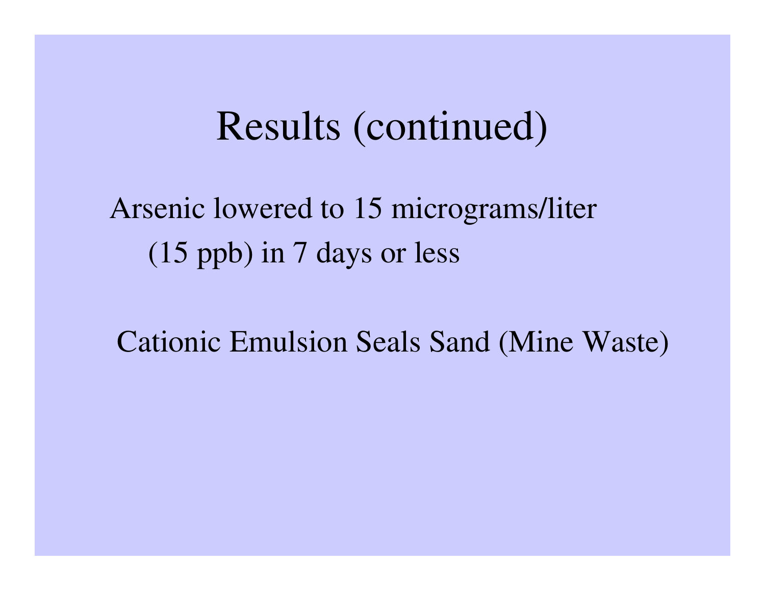# Results (continued)

Arsenic lowered to 15 micrograms/liter (15 ppb) in 7 days or less

Cationic Emulsion Seals Sand (Mine Waste)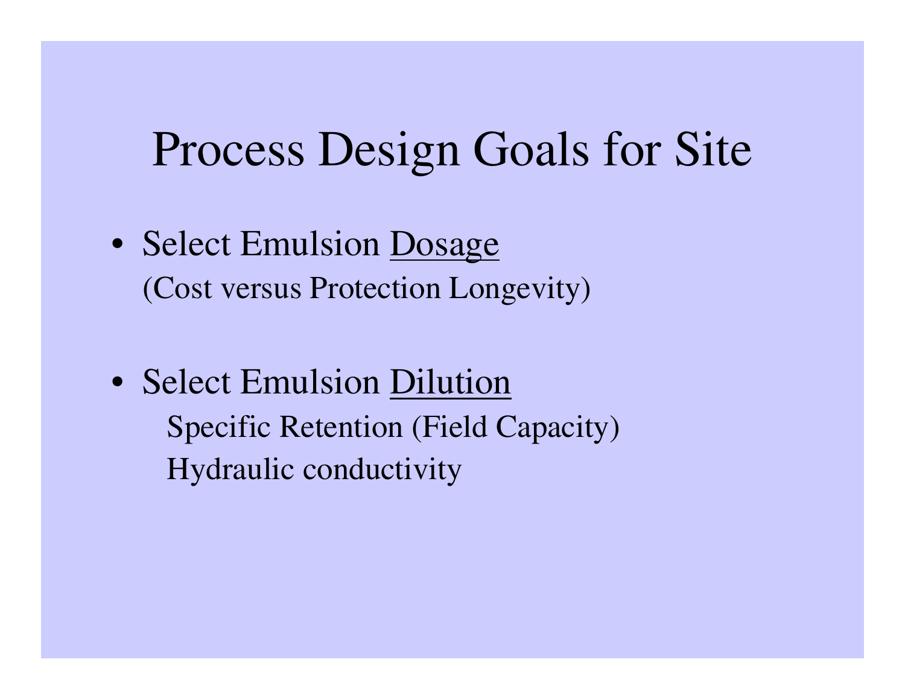# Process Design Goals for Site

- Select Emulsion <u>Dosage</u>
  (Cost versus Protection Longevity)

- Select Emulsion <u>Dilution</u>
  - Specific Retention (Field Capacity)
  - Hydraulic conductivity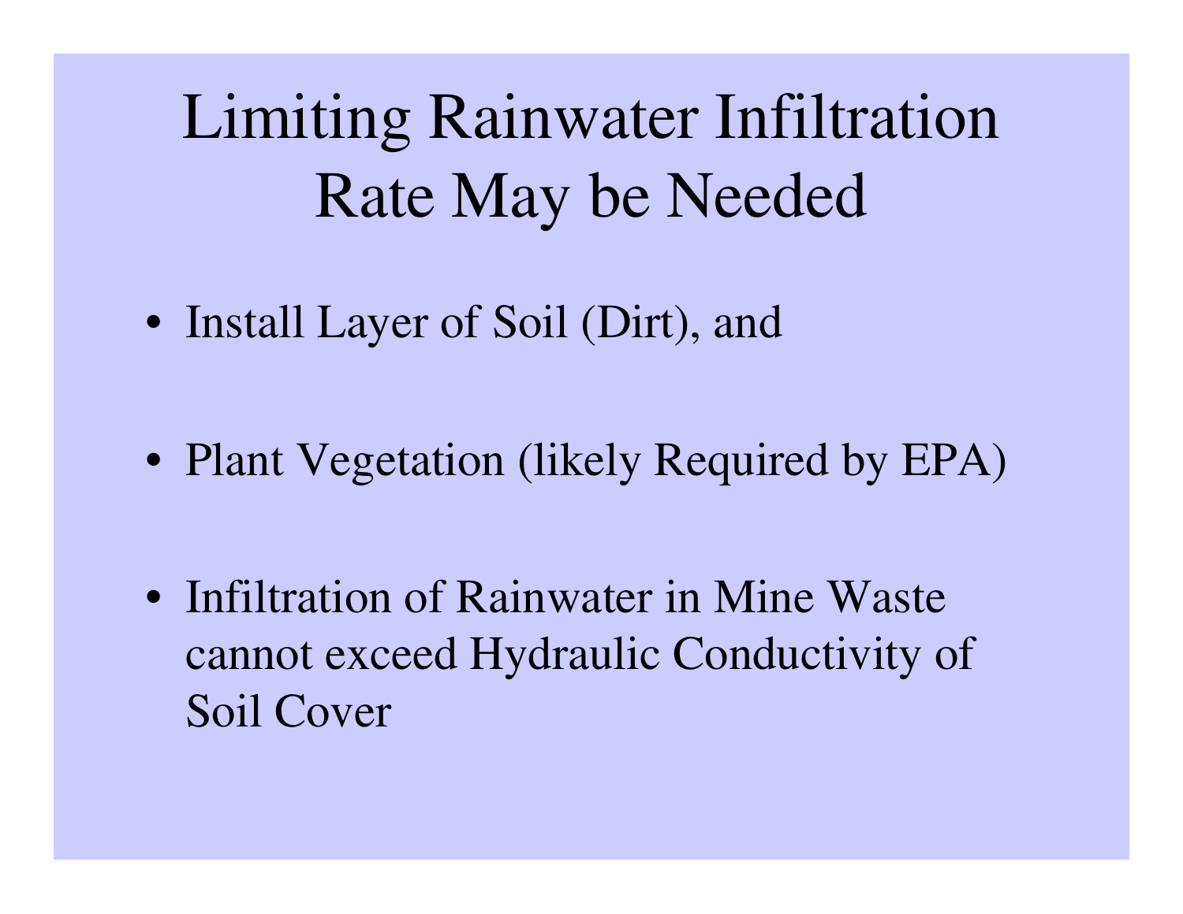# Limiting Rainwater Infiltration Rate May be Needed

- Install Layer of Soil (Dirt), and
- Plant Vegetation (likely Required by EPA)
- Infiltration of Rainwater in Mine Waste cannot exceed Hydraulic Conductivity of Soil Cover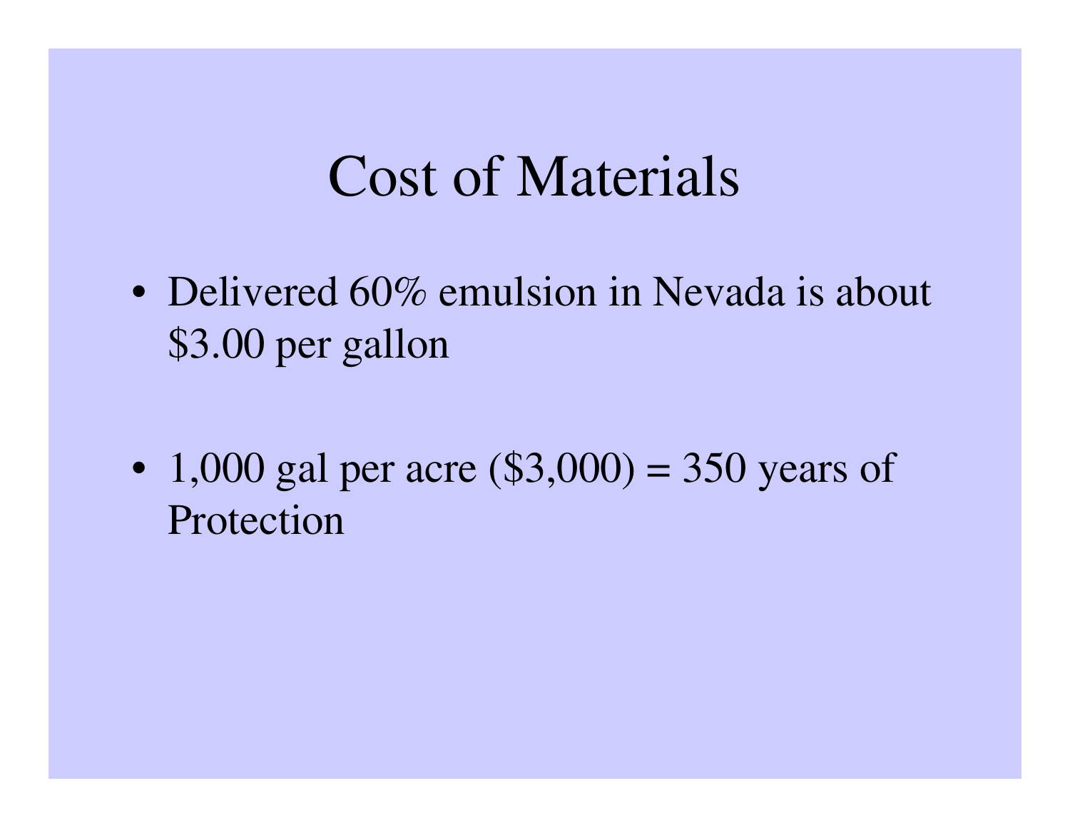# Cost of Materials

- Delivered 60% emulsion in Nevada is about $3.00 per gallon

- 1,000 gal per acre ($3,000) = 350 years of Protection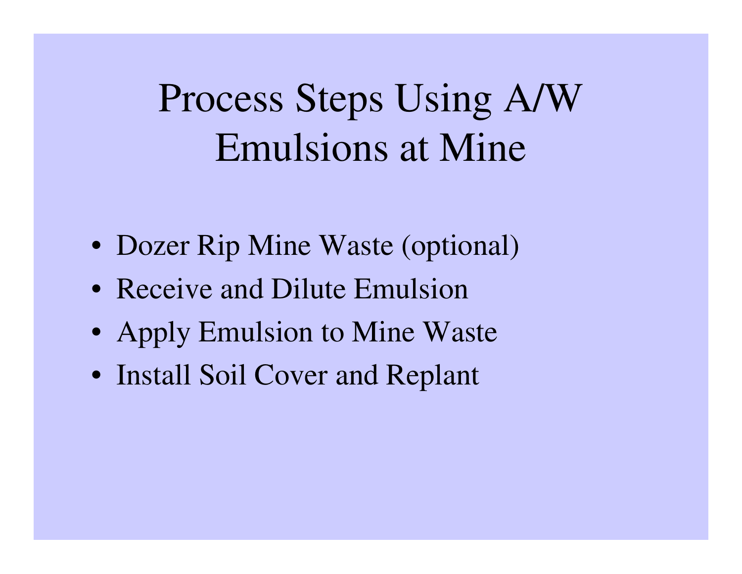# Process Steps Using A/W Emulsions at Mine

- Dozer Rip Mine Waste (optional)
- Receive and Dilute Emulsion
- Apply Emulsion to Mine Waste
- Install Soil Cover and Replant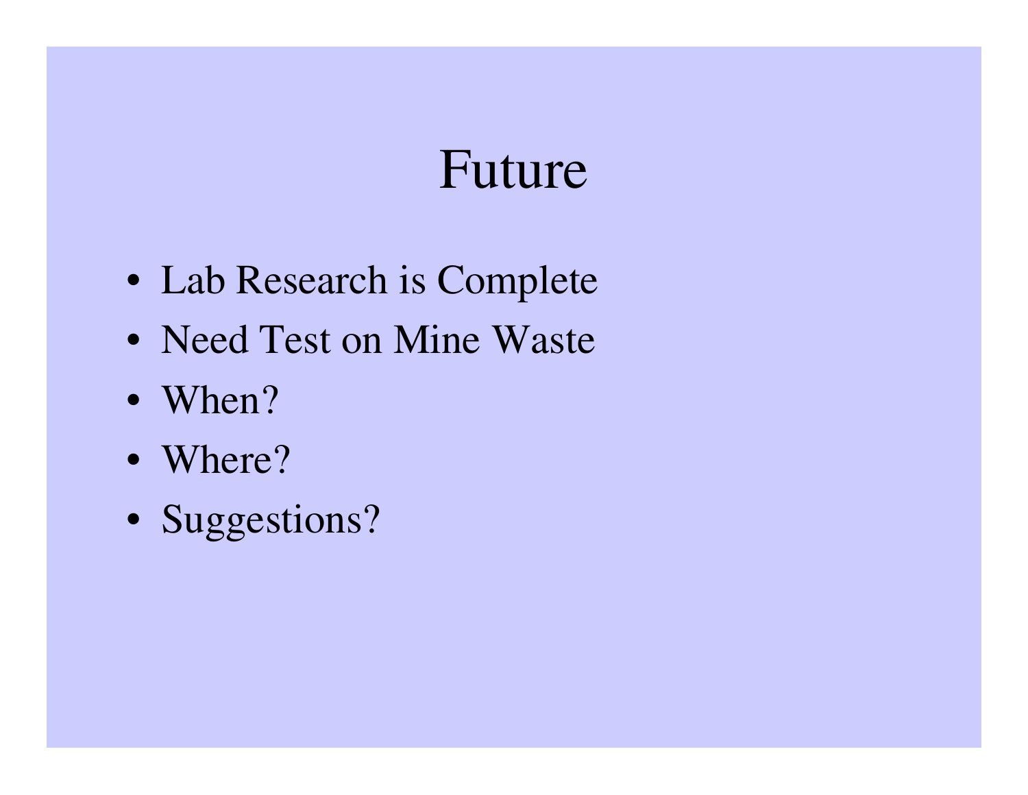# Future

- Lab Research is Complete
- Need Test on Mine Waste
- When?
- Where?
- Suggestions?